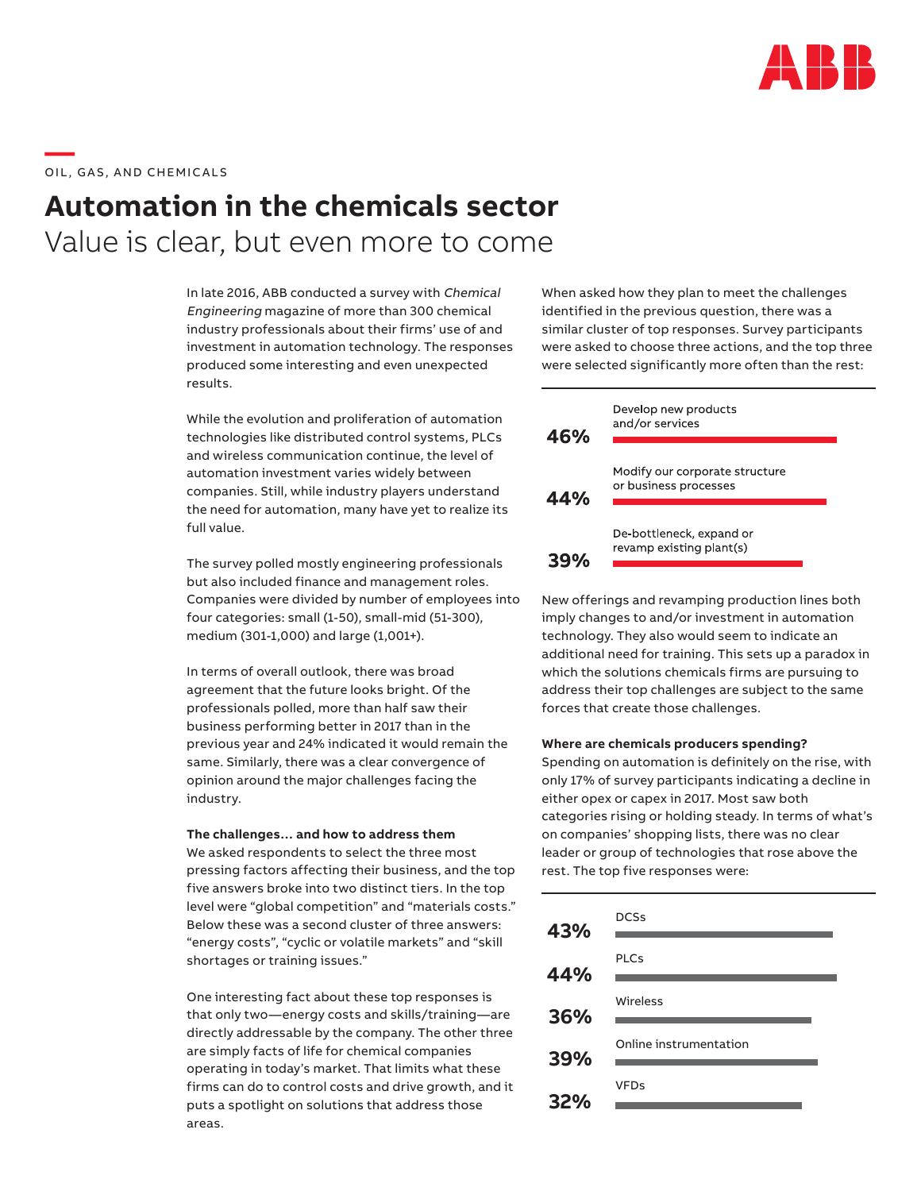OIL, GAS, AND CHEMICALS

# Automation in the chemicals sector

## Value is clear, but even more to come

In late 2016, ABB conducted a survey with *Chemical Engineering* magazine of more than 300 chemical industry professionals about their firms' use of and investment in automation technology. The responses produced some interesting and even unexpected results.

While the evolution and proliferation of automation technologies like distributed control systems, PLCs and wireless communication continue, the level of automation investment varies widely between companies. Still, while industry players understand the need for automation, many have yet to realize its full value.

The survey polled mostly engineering professionals but also included finance and management roles. Companies were divided by number of employees into four categories: small (1-50), small-mid (51-300), medium (301-1,000) and large (1,001+).

In terms of overall outlook, there was broad agreement that the future looks bright. Of the professionals polled, more than half saw their business performing better in 2017 than in the previous year and 24% indicated it would remain the same. Similarly, there was a clear convergence of opinion around the major challenges facing the industry.

**The challenges… and how to address them**

We asked respondents to select the three most pressing factors affecting their business, and the top five answers broke into two distinct tiers. In the top level were "global competition" and "materials costs." Below these was a second cluster of three answers: "energy costs", "cyclic or volatile markets" and "skill shortages or training issues."

One interesting fact about these top responses is that only two—energy costs and skills/training—are directly addressable by the company. The other three are simply facts of life for chemical companies operating in today's market. That limits what these firms can do to control costs and drive growth, and it puts a spotlight on solutions that address those areas.

When asked how they plan to meet the challenges identified in the previous question, there was a similar cluster of top responses. Survey participants were asked to choose three actions, and the top three were selected significantly more often than the rest:

| % | Action |
|---|---|
| 46% | Develop new products and/or services |
| 44% | Modify our corporate structure or business processes |
| 39% | De-bottleneck, expand or revamp existing plant(s) |

New offerings and revamping production lines both imply changes to and/or investment in automation technology. They also would seem to indicate an additional need for training. This sets up a paradox in which the solutions chemicals firms are pursuing to address their top challenges are subject to the same forces that create those challenges.

**Where are chemicals producers spending?**

Spending on automation is definitely on the rise, with only 17% of survey participants indicating a decline in either opex or capex in 2017. Most saw both categories rising or holding steady. In terms of what's on companies' shopping lists, there was no clear leader or group of technologies that rose above the rest. The top five responses were:

| % | Technology |
|---|---|
| 43% | DCSs |
| 44% | PLCs |
| 36% | Wireless |
| 39% | Online instrumentation |
| 32% | VFDs |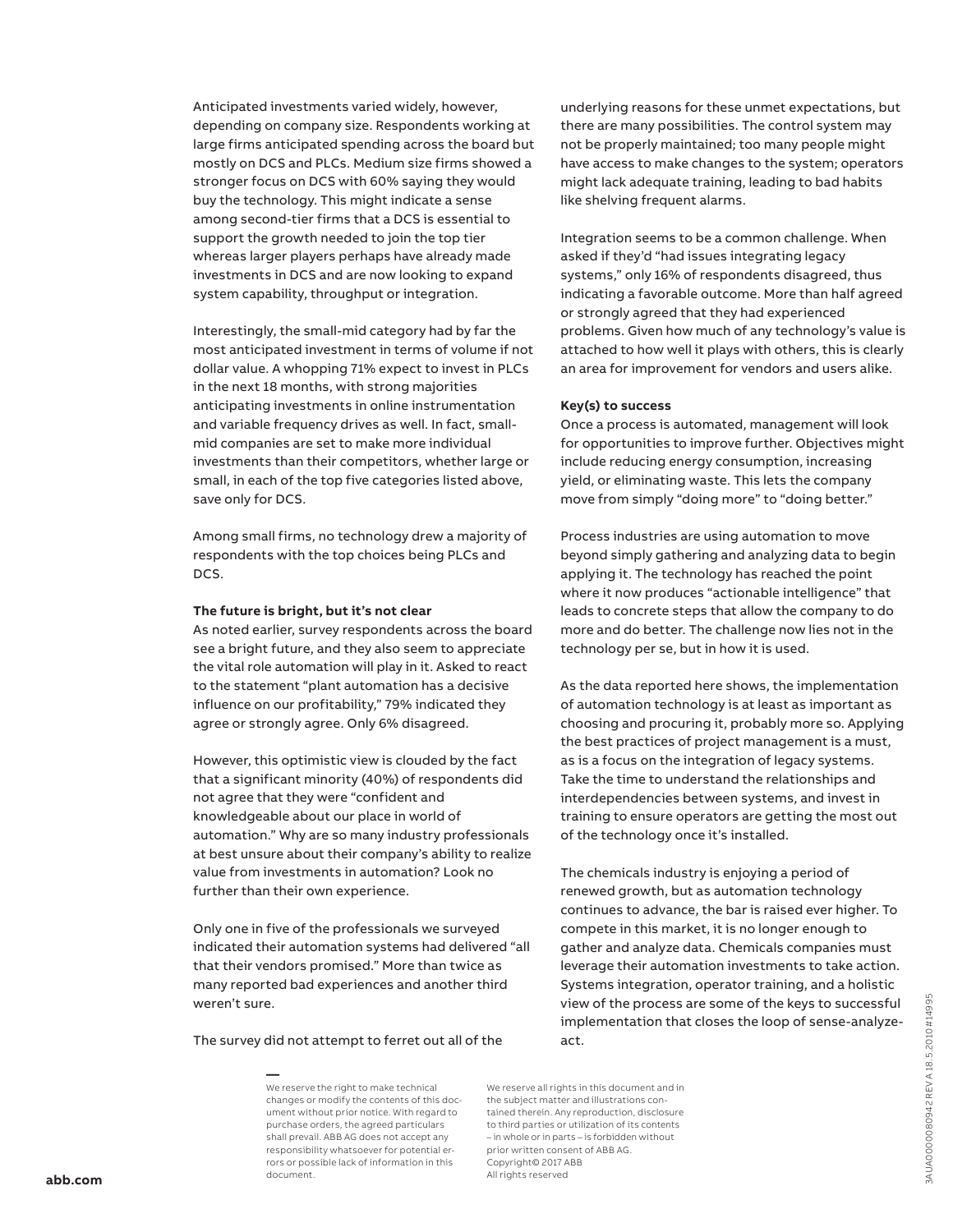Anticipated investments varied widely, however, depending on company size. Respondents working at large firms anticipated spending across the board but mostly on DCS and PLCs. Medium size firms showed a stronger focus on DCS with 60% saying they would buy the technology. This might indicate a sense among second-tier firms that a DCS is essential to support the growth needed to join the top tier whereas larger players perhaps have already made investments in DCS and are now looking to expand system capability, throughput or integration.

Interestingly, the small-mid category had by far the most anticipated investment in terms of volume if not dollar value. A whopping 71% expect to invest in PLCs in the next 18 months, with strong majorities anticipating investments in online instrumentation and variable frequency drives as well. In fact, small-mid companies are set to make more individual investments than their competitors, whether large or small, in each of the top five categories listed above, save only for DCS.

Among small firms, no technology drew a majority of respondents with the top choices being PLCs and DCS.

**The future is bright, but it's not clear**

As noted earlier, survey respondents across the board see a bright future, and they also seem to appreciate the vital role automation will play in it. Asked to react to the statement "plant automation has a decisive influence on our profitability," 79% indicated they agree or strongly agree. Only 6% disagreed.

However, this optimistic view is clouded by the fact that a significant minority (40%) of respondents did not agree that they were "confident and knowledgeable about our place in world of automation." Why are so many industry professionals at best unsure about their company's ability to realize value from investments in automation? Look no further than their own experience.

Only one in five of the professionals we surveyed indicated their automation systems had delivered "all that their vendors promised." More than twice as many reported bad experiences and another third weren't sure.

The survey did not attempt to ferret out all of the underlying reasons for these unmet expectations, but there are many possibilities. The control system may not be properly maintained; too many people might have access to make changes to the system; operators might lack adequate training, leading to bad habits like shelving frequent alarms.

Integration seems to be a common challenge. When asked if they'd "had issues integrating legacy systems," only 16% of respondents disagreed, thus indicating a favorable outcome. More than half agreed or strongly agreed that they had experienced problems. Given how much of any technology's value is attached to how well it plays with others, this is clearly an area for improvement for vendors and users alike.

**Key(s) to success**

Once a process is automated, management will look for opportunities to improve further. Objectives might include reducing energy consumption, increasing yield, or eliminating waste. This lets the company move from simply "doing more" to "doing better."

Process industries are using automation to move beyond simply gathering and analyzing data to begin applying it. The technology has reached the point where it now produces "actionable intelligence" that leads to concrete steps that allow the company to do more and do better. The challenge now lies not in the technology per se, but in how it is used.

As the data reported here shows, the implementation of automation technology is at least as important as choosing and procuring it, probably more so. Applying the best practices of project management is a must, as is a focus on the integration of legacy systems. Take the time to understand the relationships and interdependencies between systems, and invest in training to ensure operators are getting the most out of the technology once it's installed.

The chemicals industry is enjoying a period of renewed growth, but as automation technology continues to advance, the bar is raised ever higher. To compete in this market, it is no longer enough to gather and analyze data. Chemicals companies must leverage their automation investments to take action. Systems integration, operator training, and a holistic view of the process are some of the keys to successful implementation that closes the loop of sense-analyze-act.

—

We reserve the right to make technical changes or modify the contents of this document without prior notice. With regard to purchase orders, the agreed particulars shall prevail. ABB AG does not accept any responsibility whatsoever for potential errors or possible lack of information in this document.

We reserve all rights in this document and in the subject matter and illustrations contained therein. Any reproduction, disclosure to third parties or utilization of its contents – in whole or in parts – is forbidden without prior written consent of ABB AG.
Copyright© 2017 ABB
All rights reserved

**abb.com**

3AUA0000080942 REV A 18.5.2010 #14995